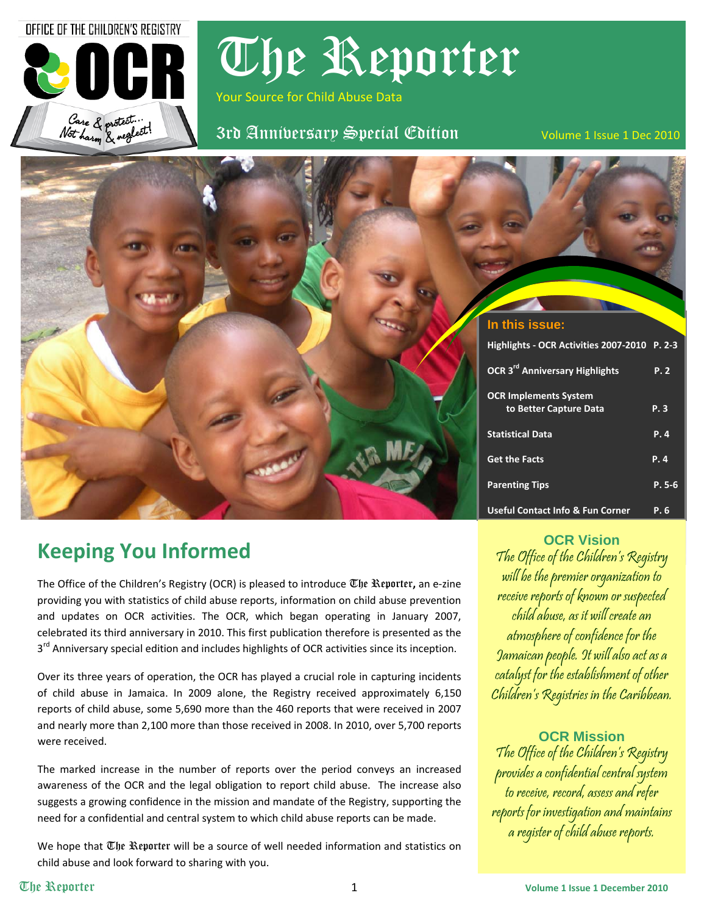OFFICE OF THE CHILDREN'S REGISTRY

OCR

Care & protect... Not harm & neglect!

# The Reporter

Your Source for Child Abuse Data

3rd Anniversary Special Edition

Volume 1 Issue 1 Dec 2010

**In this issue:**

| | |
|---|---|
| Highlights - OCR Activities 2007-2010 | P. 2-3 |
| OCR 3rd Anniversary Highlights | P. 2 |
| OCR Implements System to Better Capture Data | P. 3 |
| Statistical Data | P. 4 |
| Get the Facts | P. 4 |
| Parenting Tips | P. 5-6 |
| Useful Contact Info & Fun Corner | P. 6 |

## Keeping You Informed

The Office of the Children's Registry (OCR) is pleased to introduce **The Reporter,** an e-zine providing you with statistics of child abuse reports, information on child abuse prevention and updates on OCR activities. The OCR, which began operating in January 2007, celebrated its third anniversary in 2010. This first publication therefore is presented as the 3rd Anniversary special edition and includes highlights of OCR activities since its inception.

Over its three years of operation, the OCR has played a crucial role in capturing incidents of child abuse in Jamaica. In 2009 alone, the Registry received approximately 6,150 reports of child abuse, some 5,690 more than the 460 reports that were received in 2007 and nearly more than 2,100 more than those received in 2008. In 2010, over 5,700 reports were received.

The marked increase in the number of reports over the period conveys an increased awareness of the OCR and the legal obligation to report child abuse. The increase also suggests a growing confidence in the mission and mandate of the Registry, supporting the need for a confidential and central system to which child abuse reports can be made.

We hope that The Reporter will be a source of well needed information and statistics on child abuse and look forward to sharing with you.

### OCR Vision

*The Office of the Children's Registry will be the premier organization to receive reports of known or suspected child abuse, as it will create an atmosphere of confidence for the Jamaican people. It will also act as a catalyst for the establishment of other Children's Registries in the Caribbean.*

### OCR Mission

*The Office of the Children's Registry provides a confidential central system to receive, record, assess and refer reports for investigation and maintains a register of child abuse reports.*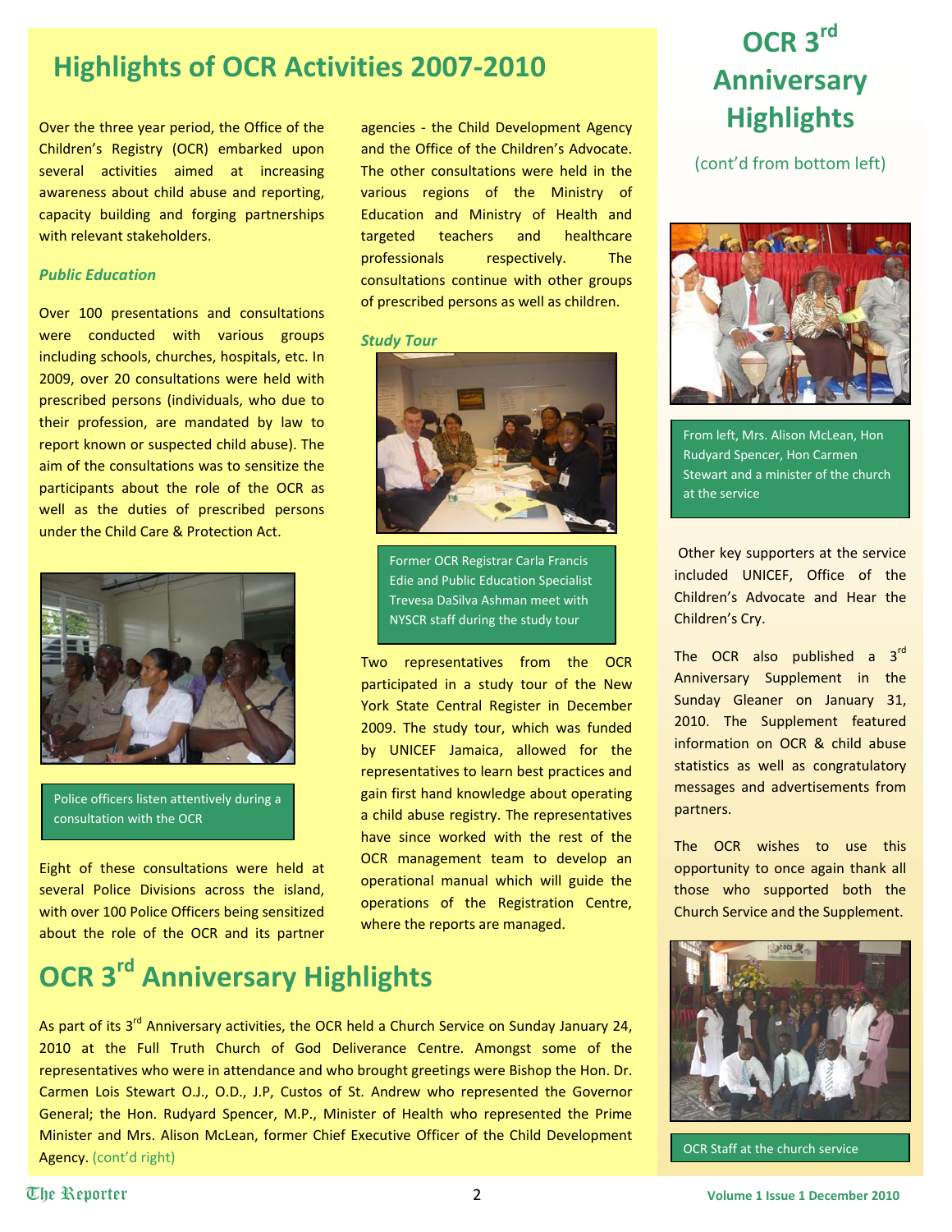# Highlights of OCR Activities 2007-2010

Over the three year period, the Office of the Children's Registry (OCR) embarked upon several activities aimed at increasing awareness about child abuse and reporting, capacity building and forging partnerships with relevant stakeholders.

### *Public Education*

Over 100 presentations and consultations were conducted with various groups including schools, churches, hospitals, etc. In 2009, over 20 consultations were held with prescribed persons (individuals, who due to their profession, are mandated by law to report known or suspected child abuse). The aim of the consultations was to sensitize the participants about the role of the OCR as well as the duties of prescribed persons under the Child Care & Protection Act.

Police officers listen attentively during a consultation with the OCR

Eight of these consultations were held at several Police Divisions across the island, with over 100 Police Officers being sensitized about the role of the OCR and its partner agencies - the Child Development Agency and the Office of the Children's Advocate. The other consultations were held in the various regions of the Ministry of Education and Ministry of Health and targeted teachers and healthcare professionals respectively. The consultations continue with other groups of prescribed persons as well as children.

### *Study Tour*

Former OCR Registrar Carla Francis Edie and Public Education Specialist Trevesa DaSilva Ashman meet with NYSCR staff during the study tour

Two representatives from the OCR participated in a study tour of the New York State Central Register in December 2009. The study tour, which was funded by UNICEF Jamaica, allowed for the representatives to learn best practices and gain first hand knowledge about operating a child abuse registry. The representatives have since worked with the rest of the OCR management team to develop an operational manual which will guide the operations of the Registration Centre, where the reports are managed.

# OCR 3rd Anniversary Highlights

As part of its 3rd Anniversary activities, the OCR held a Church Service on Sunday January 24, 2010 at the Full Truth Church of God Deliverance Centre. Amongst some of the representatives who were in attendance and who brought greetings were Bishop the Hon. Dr. Carmen Lois Stewart O.J., O.D., J.P, Custos of St. Andrew who represented the Governor General; the Hon. Rudyard Spencer, M.P., Minister of Health who represented the Prime Minister and Mrs. Alison McLean, former Chief Executive Officer of the Child Development Agency. (cont'd right)

# OCR 3rd Anniversary Highlights

(cont'd from bottom left)

From left, Mrs. Alison McLean, Hon Rudyard Spencer, Hon Carmen Stewart and a minister of the church at the service

Other key supporters at the service included UNICEF, Office of the Children's Advocate and Hear the Children's Cry.

The OCR also published a 3rd Anniversary Supplement in the Sunday Gleaner on January 31, 2010. The Supplement featured information on OCR & child abuse statistics as well as congratulatory messages and advertisements from partners.

The OCR wishes to use this opportunity to once again thank all those who supported both the Church Service and the Supplement.

OCR Staff at the church service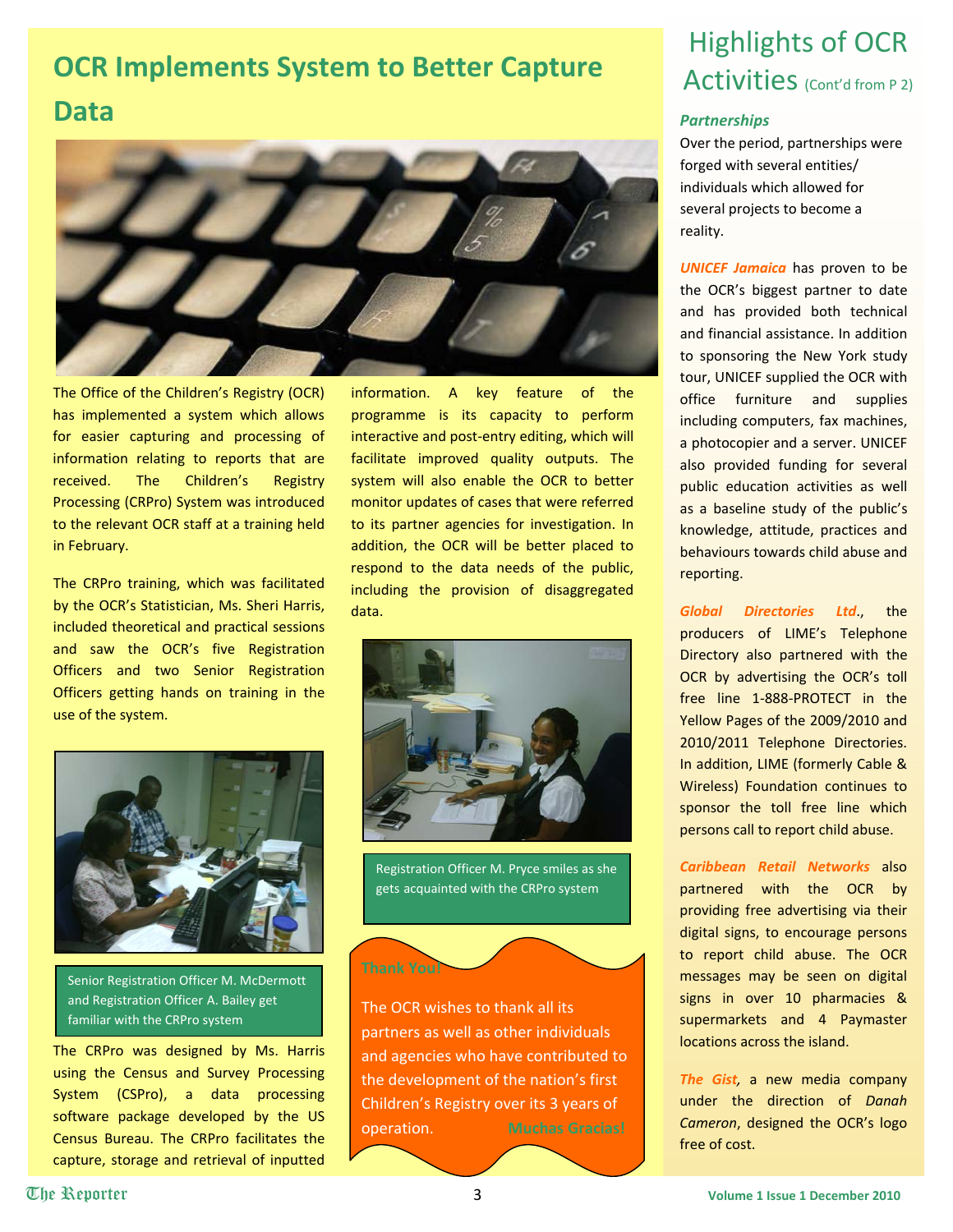# OCR Implements System to Better Capture Data

The Office of the Children's Registry (OCR) has implemented a system which allows for easier capturing and processing of information relating to reports that are received. The Children's Registry Processing (CRPro) System was introduced to the relevant OCR staff at a training held in February.

The CRPro training, which was facilitated by the OCR's Statistician, Ms. Sheri Harris, included theoretical and practical sessions and saw the OCR's five Registration Officers and two Senior Registration Officers getting hands on training in the use of the system.

Senior Registration Officer M. McDermott and Registration Officer A. Bailey get familiar with the CRPro system

The CRPro was designed by Ms. Harris using the Census and Survey Processing System (CSPro), a data processing software package developed by the US Census Bureau. The CRPro facilitates the capture, storage and retrieval of inputted information. A key feature of the programme is its capacity to perform interactive and post-entry editing, which will facilitate improved quality outputs. The system will also enable the OCR to better monitor updates of cases that were referred to its partner agencies for investigation. In addition, the OCR will be better placed to respond to the data needs of the public, including the provision of disaggregated data.

Registration Officer M. Pryce smiles as she gets acquainted with the CRPro system

**Thank You!**

The OCR wishes to thank all its partners as well as other individuals and agencies who have contributed to the development of the nation's first Children's Registry over its 3 years of operation. **Muchas Gracias!**

# Highlights of OCR Activities (Cont'd from P 2)

### *Partnerships*

Over the period, partnerships were forged with several entities/ individuals which allowed for several projects to become a reality.

***UNICEF Jamaica*** has proven to be the OCR's biggest partner to date and has provided both technical and financial assistance. In addition to sponsoring the New York study tour, UNICEF supplied the OCR with office furniture and supplies including computers, fax machines, a photocopier and a server. UNICEF also provided funding for several public education activities as well as a baseline study of the public's knowledge, attitude, practices and behaviours towards child abuse and reporting.

***Global Directories Ltd***., the producers of LIME's Telephone Directory also partnered with the OCR by advertising the OCR's toll free line 1-888-PROTECT in the Yellow Pages of the 2009/2010 and 2010/2011 Telephone Directories. In addition, LIME (formerly Cable & Wireless) Foundation continues to sponsor the toll free line which persons call to report child abuse.

***Caribbean Retail Networks*** also partnered with the OCR by providing free advertising via their digital signs, to encourage persons to report child abuse. The OCR messages may be seen on digital signs in over 10 pharmacies & supermarkets and 4 Paymaster locations across the island.

***The Gist,*** a new media company under the direction of *Danah Cameron*, designed the OCR's logo free of cost.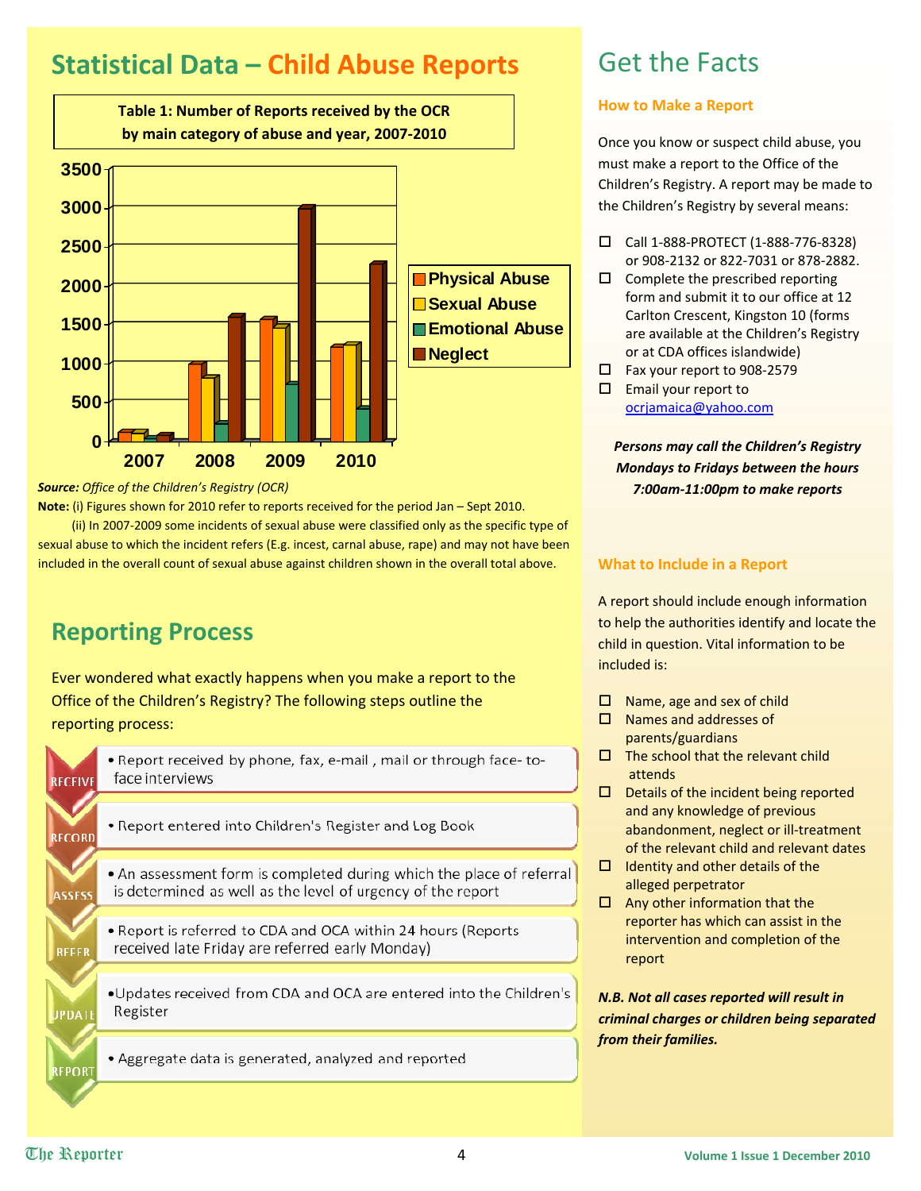## Statistical Data – Child Abuse Reports

**Table 1: Number of Reports received by the OCR by main category of abuse and year, 2007-2010**

*Source: Office of the Children's Registry (OCR)*

**Note:** (i) Figures shown for 2010 refer to reports received for the period Jan – Sept 2010.

(ii) In 2007-2009 some incidents of sexual abuse were classified only as the specific type of sexual abuse to which the incident refers (E.g. incest, carnal abuse, rape) and may not have been included in the overall count of sexual abuse against children shown in the overall total above.

## Reporting Process

Ever wondered what exactly happens when you make a report to the Office of the Children's Registry? The following steps outline the reporting process:

- **RECEIVE** – Report received by phone, fax, e-mail , mail or through face- to-face interviews
- **RECORD** – Report entered into Children's Register and Log Book
- **ASSESS** – An assessment form is completed during which the place of referral is determined as well as the level of urgency of the report
- **REFER** – Report is referred to CDA and OCA within 24 hours (Reports received late Friday are referred early Monday)
- **UPDATE** – Updates received from CDA and OCA are entered into the Children's Register
- **REPORT** – Aggregate data is generated, analyzed and reported

# Get the Facts

### How to Make a Report

Once you know or suspect child abuse, you must make a report to the Office of the Children's Registry. A report may be made to the Children's Registry by several means:

- Call 1-888-PROTECT (1-888-776-8328) or 908-2132 or 822-7031 or 878-2882.
- Complete the prescribed reporting form and submit it to our office at 12 Carlton Crescent, Kingston 10 (forms are available at the Children's Registry or at CDA offices islandwide)
- Fax your report to 908-2579
- Email your report to ocrjamaica@yahoo.com

***Persons may call the Children's Registry Mondays to Fridays between the hours 7:00am-11:00pm to make reports***

### What to Include in a Report

A report should include enough information to help the authorities identify and locate the child in question. Vital information to be included is:

- Name, age and sex of child
- Names and addresses of parents/guardians
- The school that the relevant child attends
- Details of the incident being reported and any knowledge of previous abandonment, neglect or ill-treatment of the relevant child and relevant dates
- Identity and other details of the alleged perpetrator
- Any other information that the reporter has which can assist in the intervention and completion of the report

***N.B. Not all cases reported will result in criminal charges or children being separated from their families.***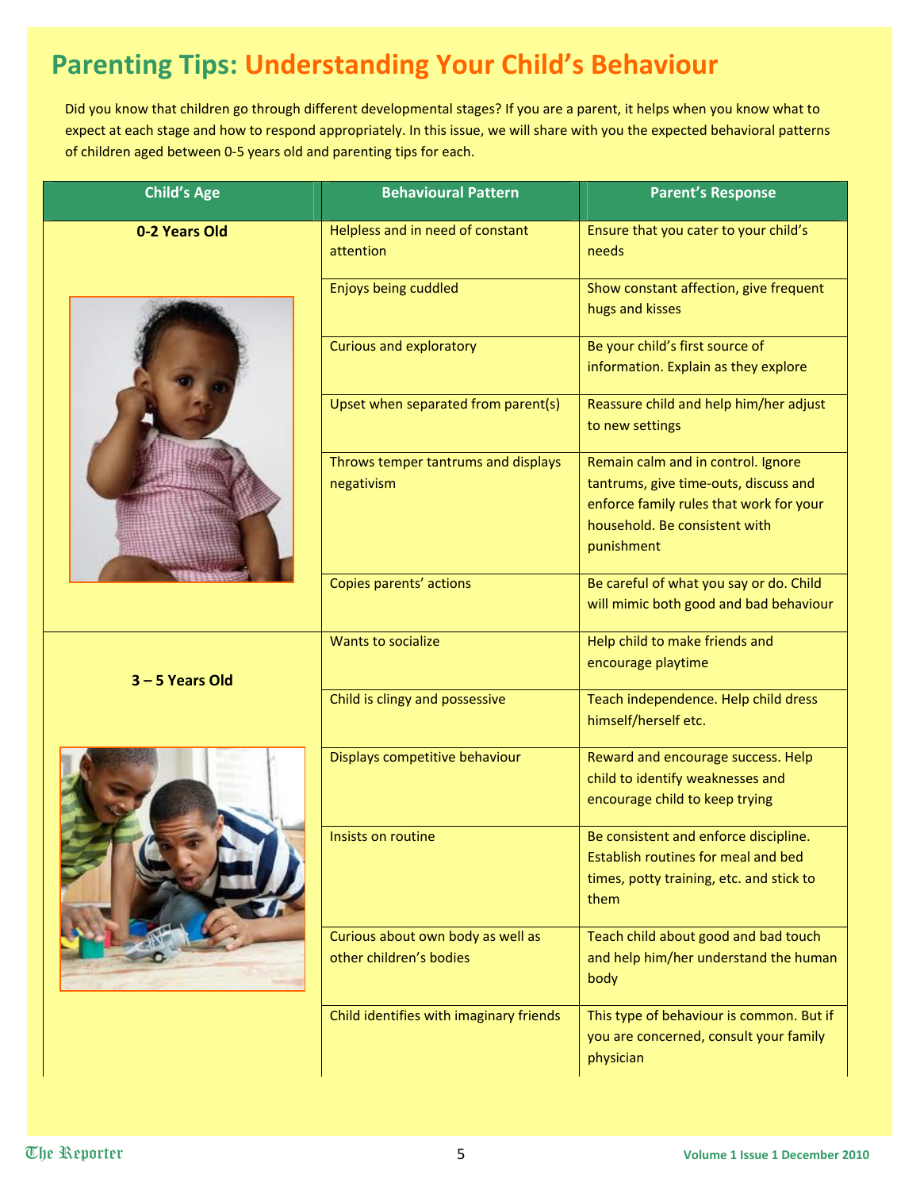# Parenting Tips: Understanding Your Child's Behaviour

Did you know that children go through different developmental stages? If you are a parent, it helps when you know what to expect at each stage and how to respond appropriately. In this issue, we will share with you the expected behavioral patterns of children aged between 0-5 years old and parenting tips for each.

| Child's Age | Behavioural Pattern | Parent's Response |
|---|---|---|
| **0-2 Years Old** | Helpless and in need of constant attention | Ensure that you cater to your child's needs |
| | Enjoys being cuddled | Show constant affection, give frequent hugs and kisses |
| | Curious and exploratory | Be your child's first source of information. Explain as they explore |
| | Upset when separated from parent(s) | Reassure child and help him/her adjust to new settings |
| | Throws temper tantrums and displays negativism | Remain calm and in control. Ignore tantrums, give time-outs, discuss and enforce family rules that work for your household. Be consistent with punishment |
| | Copies parents' actions | Be careful of what you say or do. Child will mimic both good and bad behaviour |
| **3 – 5 Years Old** | Wants to socialize | Help child to make friends and encourage playtime |
| | Child is clingy and possessive | Teach independence. Help child dress himself/herself etc. |
| | Displays competitive behaviour | Reward and encourage success. Help child to identify weaknesses and encourage child to keep trying |
| | Insists on routine | Be consistent and enforce discipline. Establish routines for meal and bed times, potty training, etc. and stick to them |
| | Curious about own body as well as other children's bodies | Teach child about good and bad touch and help him/her understand the human body |
| | Child identifies with imaginary friends | This type of behaviour is common. But if you are concerned, consult your family physician |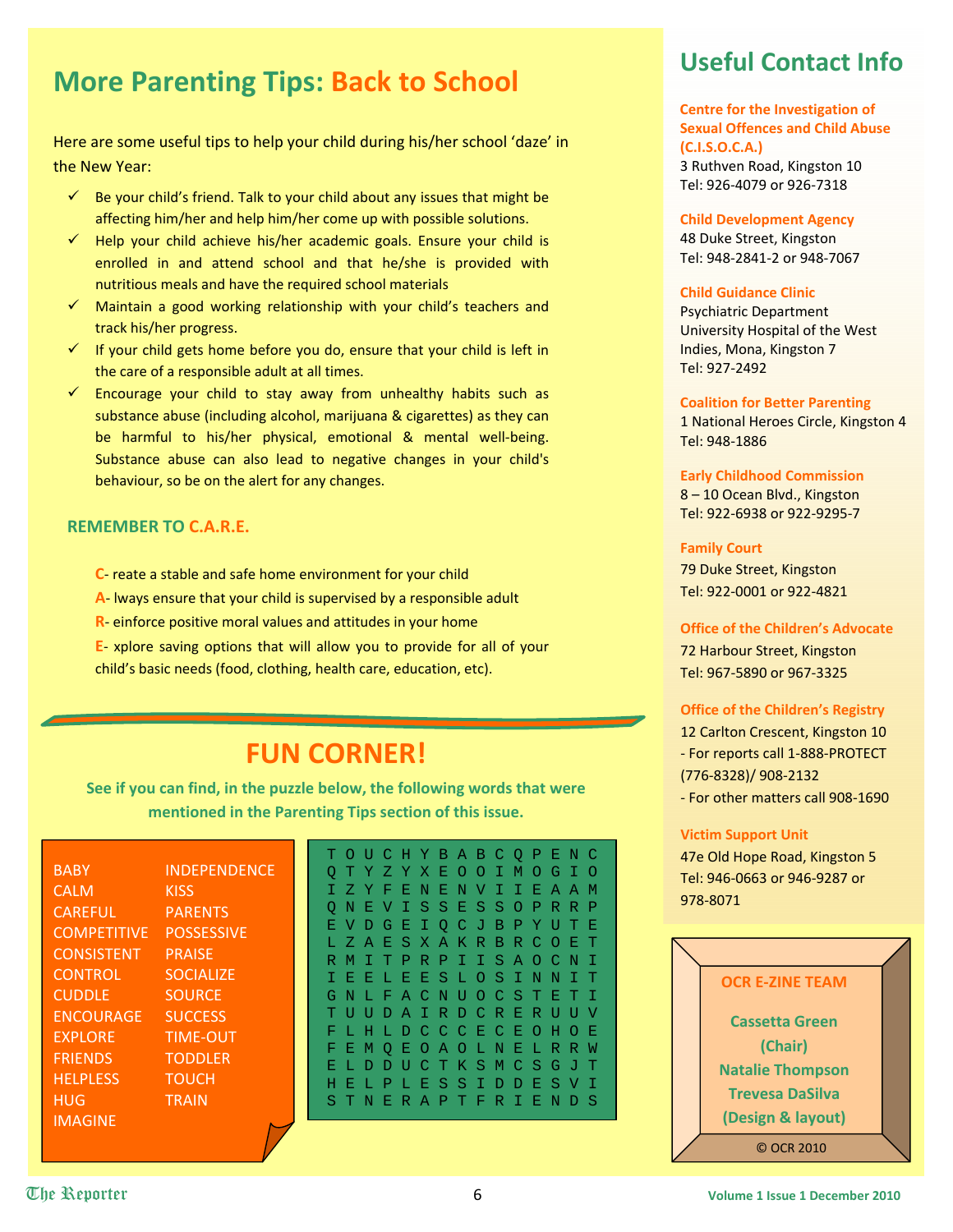## More Parenting Tips: Back to School

Here are some useful tips to help your child during his/her school 'daze' in the New Year:

- ✓ Be your child's friend. Talk to your child about any issues that might be affecting him/her and help him/her come up with possible solutions.
- ✓ Help your child achieve his/her academic goals. Ensure your child is enrolled in and attend school and that he/she is provided with nutritious meals and have the required school materials
- ✓ Maintain a good working relationship with your child's teachers and track his/her progress.
- ✓ If your child gets home before you do, ensure that your child is left in the care of a responsible adult at all times.
- ✓ Encourage your child to stay away from unhealthy habits such as substance abuse (including alcohol, marijuana & cigarettes) as they can be harmful to his/her physical, emotional & mental well-being. Substance abuse can also lead to negative changes in your child's behaviour, so be on the alert for any changes.

**REMEMBER TO C.A.R.E.**

**C**- reate a stable and safe home environment for your child

**A**- lways ensure that your child is supervised by a responsible adult

**R**- einforce positive moral values and attitudes in your home

**E**- xplore saving options that will allow you to provide for all of your child's basic needs (food, clothing, health care, education, etc).

## FUN CORNER!

**See if you can find, in the puzzle below, the following words that were mentioned in the Parenting Tips section of this issue.**

| | |
|---|---|
| BABY | INDEPENDENCE |
| CALM | KISS |
| CAREFUL | PARENTS |
| COMPETITIVE | POSSESSIVE |
| CONSISTENT | PRAISE |
| CONTROL | SOCIALIZE |
| CUDDLE | SOURCE |
| ENCOURAGE | SUCCESS |
| EXPLORE | TIME-OUT |
| FRIENDS | TODDLER |
| HELPLESS | TOUCH |
| HUG | TRAIN |
| IMAGINE | |

```
T O U C H Y B A B C Q P E N C
Q T Y Z Y X E O O I M O G I O
I Z Y F E N E N V I I E A A M
Q N E V I S S E S S O P R R P
E V D G E I Q C J B P Y U T E
L Z A E S X A K R B R C O E T
R M I T P R P I I S A O C N I
I E E L E E S L O S I N N I T
G N L F A C N U O C S T E T I
T U U D A I R D C R E R U U V
F L H L D C C C E C E O H O E
F E M Q E O A O L N E L R R W
E L D D U C T K S M C S G J T
H E L P L E S S I D D E S V I
S T N E R A P T F R I E N D S
```

## Useful Contact Info

**Centre for the Investigation of Sexual Offences and Child Abuse (C.I.S.O.C.A.)**
3 Ruthven Road, Kingston 10
Tel: 926-4079 or 926-7318

**Child Development Agency**
48 Duke Street, Kingston
Tel: 948-2841-2 or 948-7067

**Child Guidance Clinic**
Psychiatric Department
University Hospital of the West Indies, Mona, Kingston 7
Tel: 927-2492

**Coalition for Better Parenting**
1 National Heroes Circle, Kingston 4
Tel: 948-1886

**Early Childhood Commission**
8 – 10 Ocean Blvd., Kingston
Tel: 922-6938 or 922-9295-7

**Family Court**
79 Duke Street, Kingston
Tel: 922-0001 or 922-4821

**Office of the Children's Advocate**
72 Harbour Street, Kingston
Tel: 967-5890 or 967-3325

**Office of the Children's Registry**
12 Carlton Crescent, Kingston 10
- For reports call 1-888-PROTECT (776-8328)/ 908-2132
- For other matters call 908-1690

**Victim Support Unit**
47e Old Hope Road, Kingston 5
Tel: 946-0663 or 946-9287 or 978-8071

**OCR E-ZINE TEAM**

**Cassetta Green (Chair)**
**Natalie Thompson**
**Trevesa DaSilva (Design & layout)**

© OCR 2010